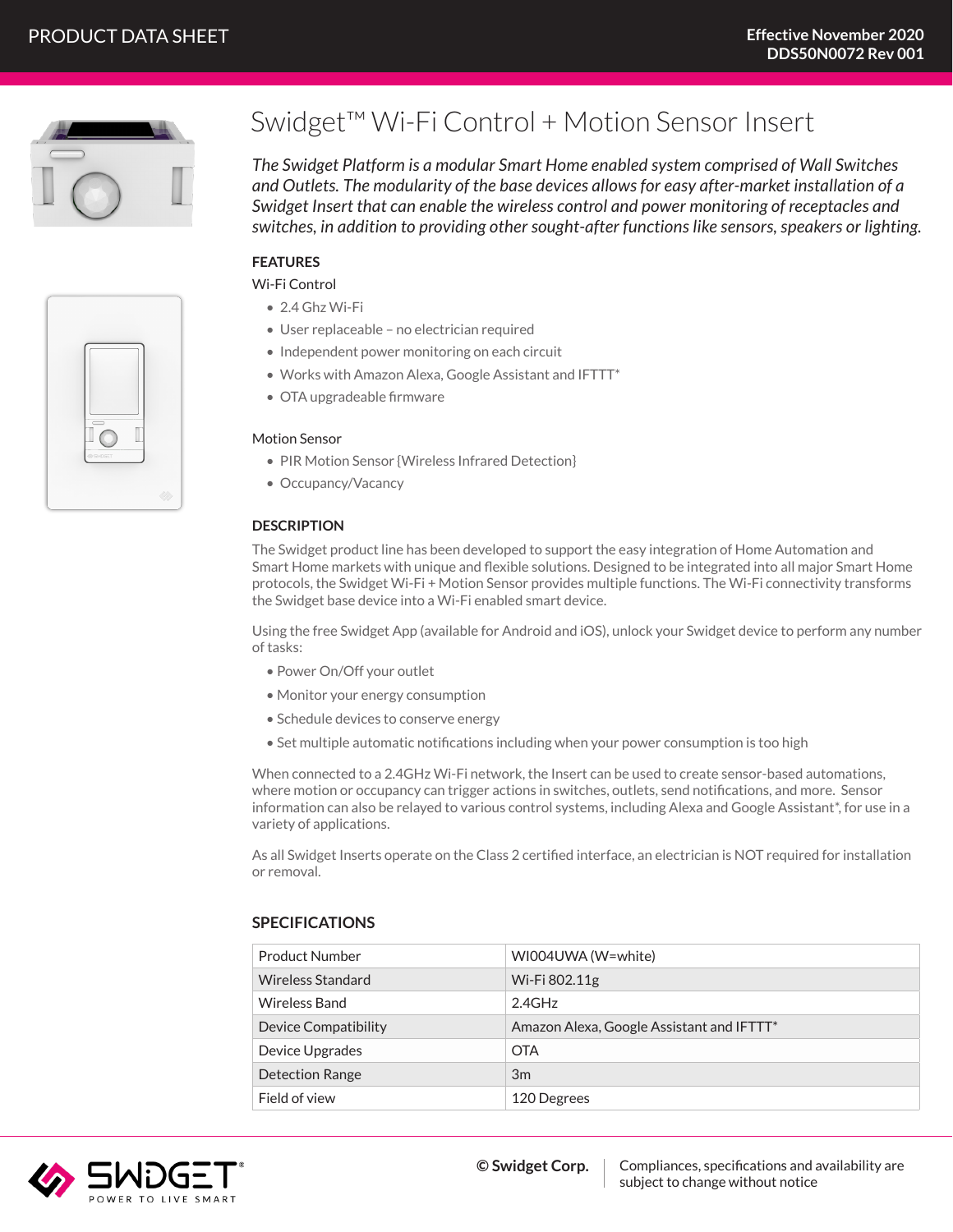PRODUCT DATA SHEET

**Effective November 2020**
**DDS50N0072 Rev 001**

# Swidget™ Wi-Fi Control + Motion Sensor Insert

*The Swidget Platform is a modular Smart Home enabled system comprised of Wall Switches and Outlets. The modularity of the base devices allows for easy after-market installation of a Swidget Insert that can enable the wireless control and power monitoring of receptacles and switches, in addition to providing other sought-after functions like sensors, speakers or lighting.*

## FEATURES

### Wi-Fi Control

- 2.4 Ghz Wi-Fi
- User replaceable – no electrician required
- Independent power monitoring on each circuit
- Works with Amazon Alexa, Google Assistant and IFTTT*
- OTA upgradeable firmware

### Motion Sensor

- PIR Motion Sensor {Wireless Infrared Detection}
- Occupancy/Vacancy

## DESCRIPTION

The Swidget product line has been developed to support the easy integration of Home Automation and Smart Home markets with unique and flexible solutions. Designed to be integrated into all major Smart Home protocols, the Swidget Wi-Fi + Motion Sensor provides multiple functions. The Wi-Fi connectivity transforms the Swidget base device into a Wi-Fi enabled smart device.

Using the free Swidget App (available for Android and iOS), unlock your Swidget device to perform any number of tasks:

- Power On/Off your outlet
- Monitor your energy consumption
- Schedule devices to conserve energy
- Set multiple automatic notifications including when your power consumption is too high

When connected to a 2.4GHz Wi-Fi network, the Insert can be used to create sensor-based automations, where motion or occupancy can trigger actions in switches, outlets, send notifications, and more. Sensor information can also be relayed to various control systems, including Alexa and Google Assistant*, for use in a variety of applications.

As all Swidget Inserts operate on the Class 2 certified interface, an electrician is NOT required for installation or removal.

## SPECIFICATIONS

| | |
|---|---|
| Product Number | WI004UWA (W=white) |
| Wireless Standard | Wi-Fi 802.11g |
| Wireless Band | 2.4GHz |
| Device Compatibility | Amazon Alexa, Google Assistant and IFTTT* |
| Device Upgrades | OTA |
| Detection Range | 3m |
| Field of view | 120 Degrees |

SWIDGET® POWER TO LIVE SMART

**© Swidget Corp.** | Compliances, specifications and availability are subject to change without notice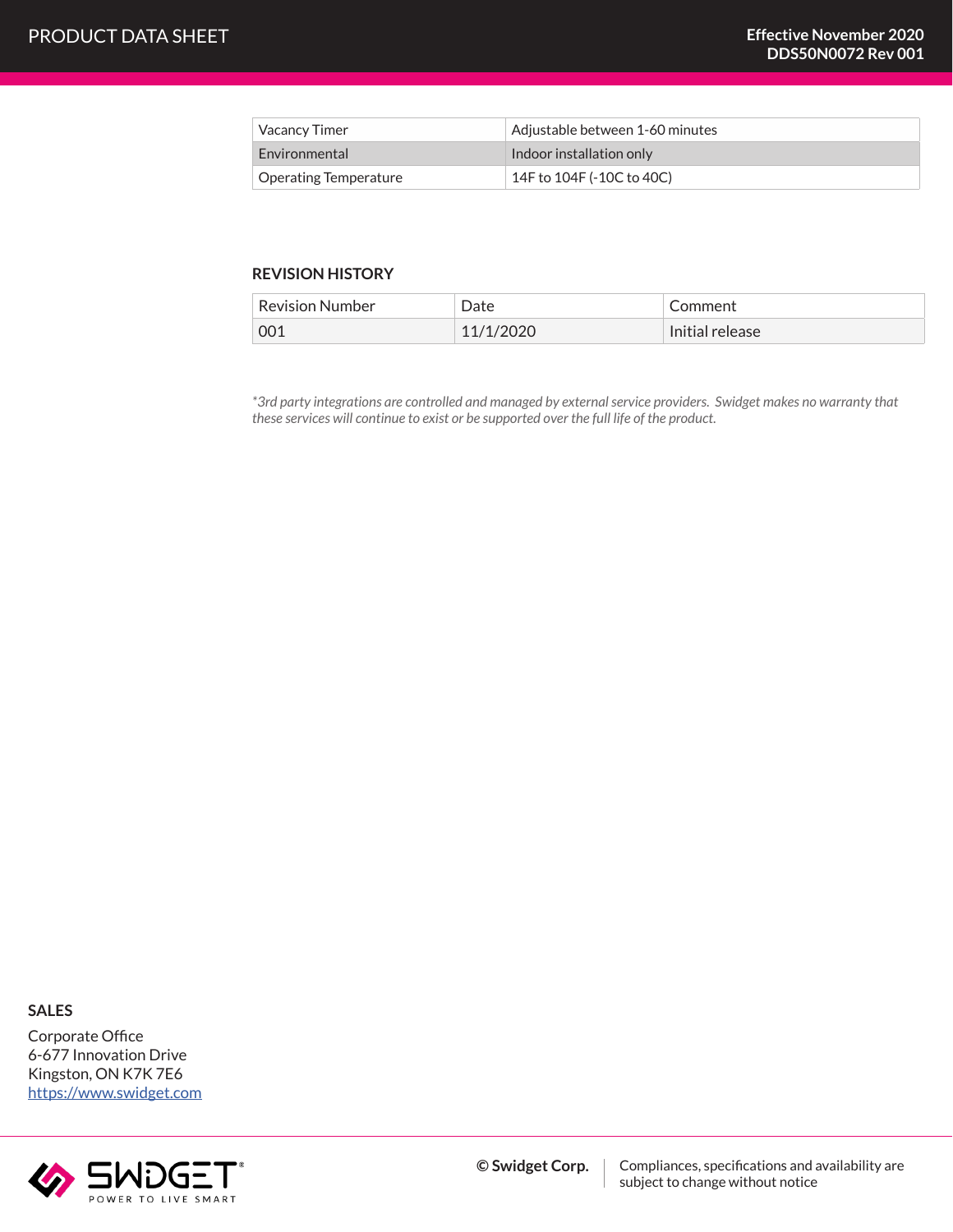| | |
|---|---|
| Vacancy Timer | Adjustable between 1-60 minutes |
| Environmental | Indoor installation only |
| Operating Temperature | 14F to 104F (-10C to 40C) |

## REVISION HISTORY

| Revision Number | Date | Comment |
|---|---|---|
| 001 | 11/1/2020 | Initial release |

*\*3rd party integrations are controlled and managed by external service providers. Swidget makes no warranty that these services will continue to exist or be supported over the full life of the product.*

**SALES**

Corporate Office
6-677 Innovation Drive
Kingston, ON K7K 7E6
https://www.swidget.com

**© Swidget Corp.** Compliances, specifications and availability are subject to change without notice